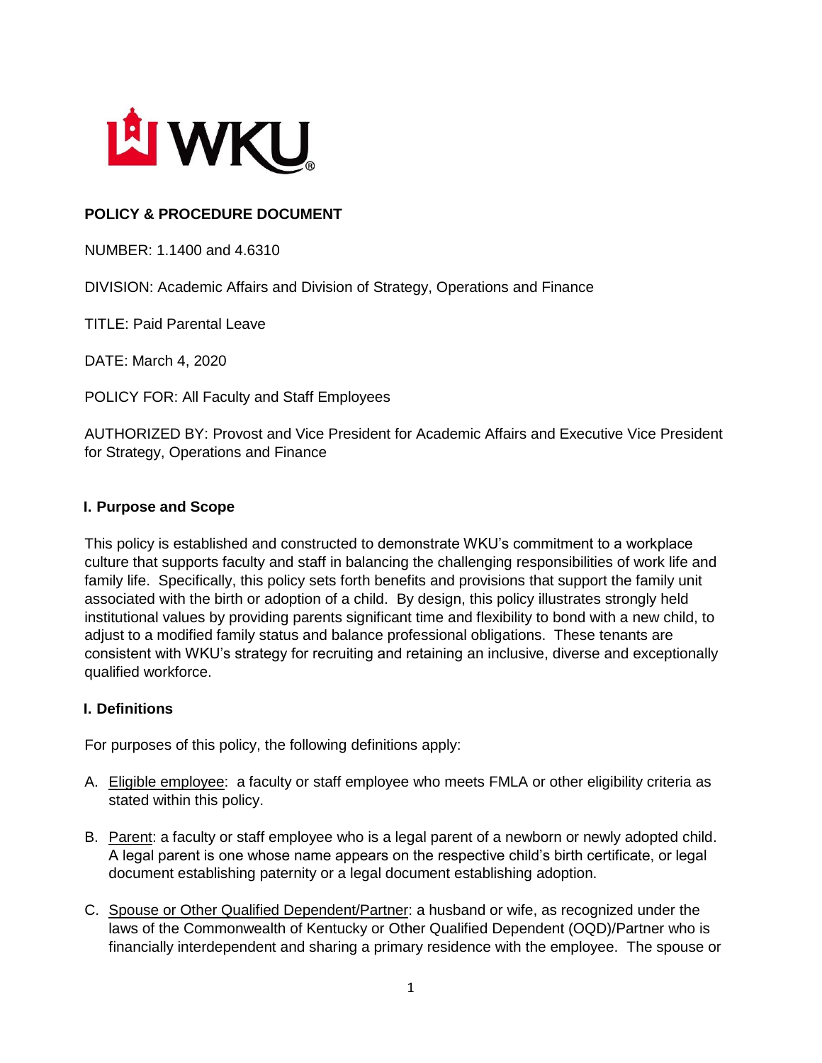**POLICY & PROCEDURE DOCUMENT**

NUMBER: 1.1400 and 4.6310

DIVISION: Academic Affairs and Division of Strategy, Operations and Finance

TITLE: Paid Parental Leave

DATE: March 4, 2020

POLICY FOR: All Faculty and Staff Employees

AUTHORIZED BY: Provost and Vice President for Academic Affairs and Executive Vice President for Strategy, Operations and Finance

## I. Purpose and Scope

This policy is established and constructed to demonstrate WKU's commitment to a workplace culture that supports faculty and staff in balancing the challenging responsibilities of work life and family life. Specifically, this policy sets forth benefits and provisions that support the family unit associated with the birth or adoption of a child. By design, this policy illustrates strongly held institutional values by providing parents significant time and flexibility to bond with a new child, to adjust to a modified family status and balance professional obligations. These tenants are consistent with WKU's strategy for recruiting and retaining an inclusive, diverse and exceptionally qualified workforce.

## I. Definitions

For purposes of this policy, the following definitions apply:

A. Eligible employee: a faculty or staff employee who meets FMLA or other eligibility criteria as stated within this policy.

B. Parent: a faculty or staff employee who is a legal parent of a newborn or newly adopted child. A legal parent is one whose name appears on the respective child's birth certificate, or legal document establishing paternity or a legal document establishing adoption.

C. Spouse or Other Qualified Dependent/Partner: a husband or wife, as recognized under the laws of the Commonwealth of Kentucky or Other Qualified Dependent (OQD)/Partner who is financially interdependent and sharing a primary residence with the employee. The spouse or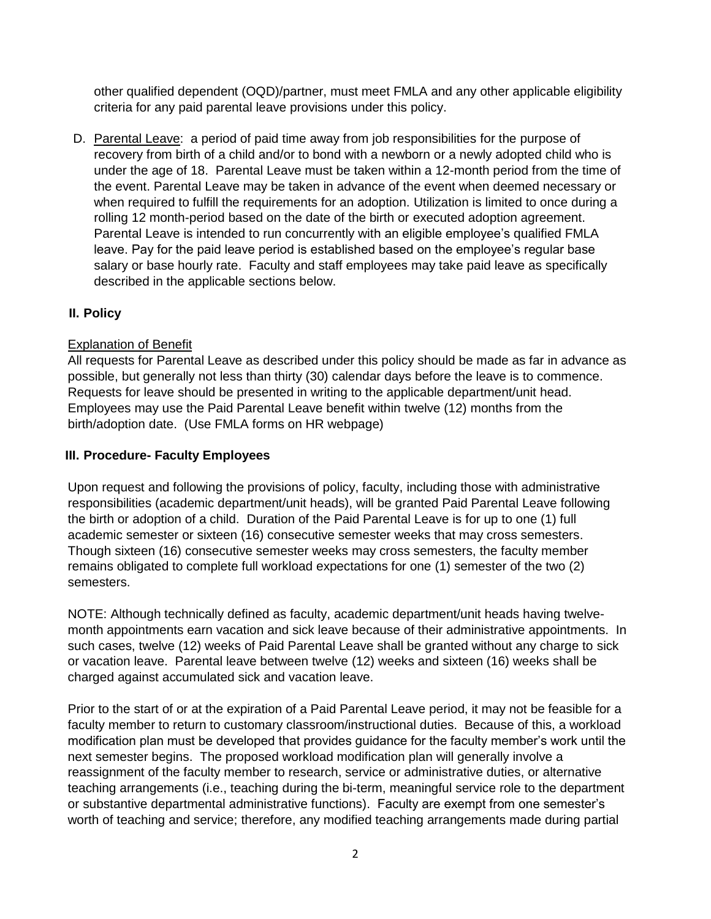other qualified dependent (OQD)/partner, must meet FMLA and any other applicable eligibility criteria for any paid parental leave provisions under this policy.

D. Parental Leave: a period of paid time away from job responsibilities for the purpose of recovery from birth of a child and/or to bond with a newborn or a newly adopted child who is under the age of 18. Parental Leave must be taken within a 12-month period from the time of the event. Parental Leave may be taken in advance of the event when deemed necessary or when required to fulfill the requirements for an adoption. Utilization is limited to once during a rolling 12 month-period based on the date of the birth or executed adoption agreement. Parental Leave is intended to run concurrently with an eligible employee's qualified FMLA leave. Pay for the paid leave period is established based on the employee's regular base salary or base hourly rate. Faculty and staff employees may take paid leave as specifically described in the applicable sections below.

## II. Policy

Explanation of Benefit

All requests for Parental Leave as described under this policy should be made as far in advance as possible, but generally not less than thirty (30) calendar days before the leave is to commence. Requests for leave should be presented in writing to the applicable department/unit head. Employees may use the Paid Parental Leave benefit within twelve (12) months from the birth/adoption date. (Use FMLA forms on HR webpage)

## III. Procedure- Faculty Employees

Upon request and following the provisions of policy, faculty, including those with administrative responsibilities (academic department/unit heads), will be granted Paid Parental Leave following the birth or adoption of a child. Duration of the Paid Parental Leave is for up to one (1) full academic semester or sixteen (16) consecutive semester weeks that may cross semesters. Though sixteen (16) consecutive semester weeks may cross semesters, the faculty member remains obligated to complete full workload expectations for one (1) semester of the two (2) semesters.

NOTE: Although technically defined as faculty, academic department/unit heads having twelve-month appointments earn vacation and sick leave because of their administrative appointments. In such cases, twelve (12) weeks of Paid Parental Leave shall be granted without any charge to sick or vacation leave. Parental leave between twelve (12) weeks and sixteen (16) weeks shall be charged against accumulated sick and vacation leave.

Prior to the start of or at the expiration of a Paid Parental Leave period, it may not be feasible for a faculty member to return to customary classroom/instructional duties. Because of this, a workload modification plan must be developed that provides guidance for the faculty member's work until the next semester begins. The proposed workload modification plan will generally involve a reassignment of the faculty member to research, service or administrative duties, or alternative teaching arrangements (i.e., teaching during the bi-term, meaningful service role to the department or substantive departmental administrative functions). Faculty are exempt from one semester's worth of teaching and service; therefore, any modified teaching arrangements made during partial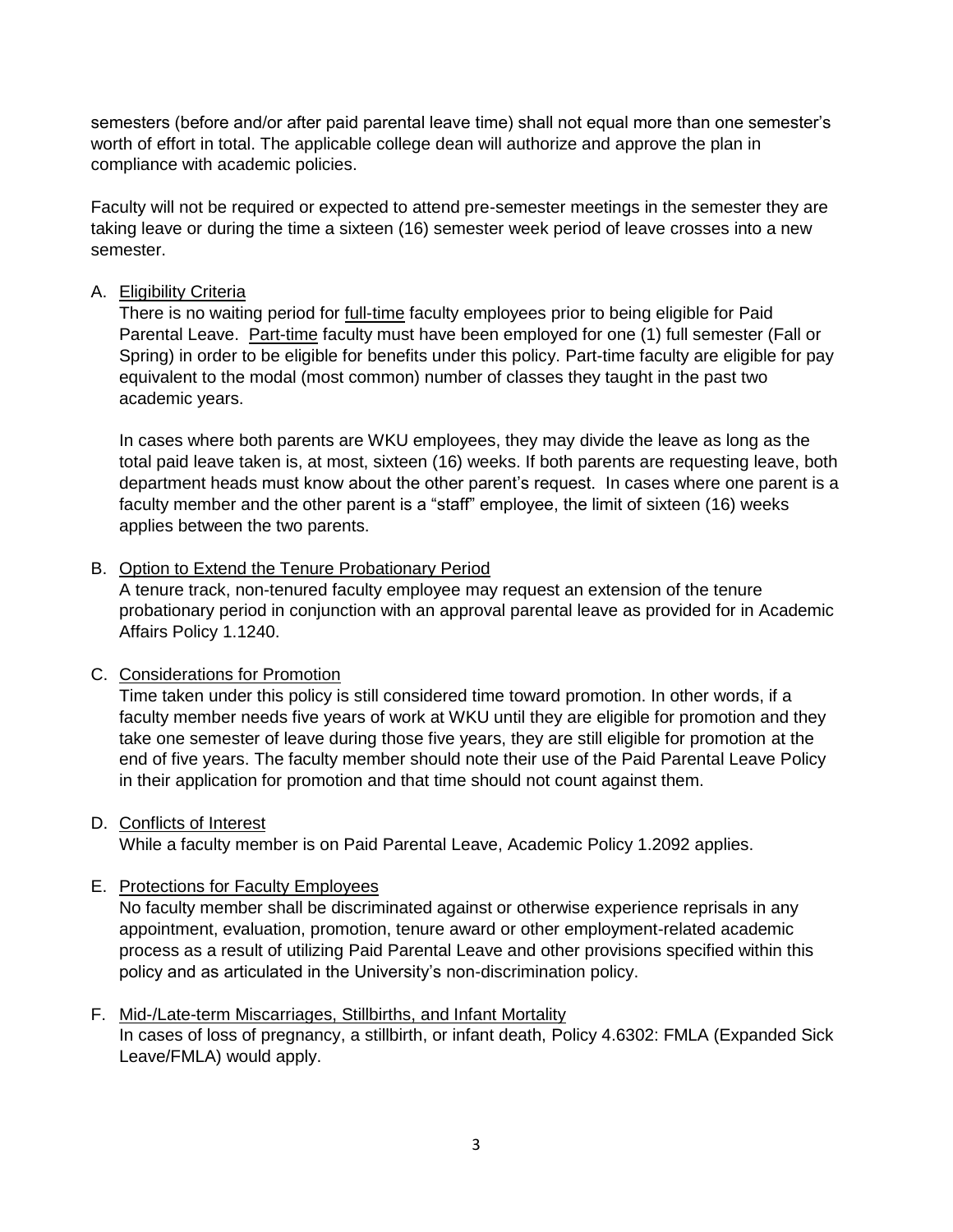semesters (before and/or after paid parental leave time) shall not equal more than one semester's worth of effort in total. The applicable college dean will authorize and approve the plan in compliance with academic policies.

Faculty will not be required or expected to attend pre-semester meetings in the semester they are taking leave or during the time a sixteen (16) semester week period of leave crosses into a new semester.

A. Eligibility Criteria

There is no waiting period for full-time faculty employees prior to being eligible for Paid Parental Leave. Part-time faculty must have been employed for one (1) full semester (Fall or Spring) in order to be eligible for benefits under this policy. Part-time faculty are eligible for pay equivalent to the modal (most common) number of classes they taught in the past two academic years.

In cases where both parents are WKU employees, they may divide the leave as long as the total paid leave taken is, at most, sixteen (16) weeks. If both parents are requesting leave, both department heads must know about the other parent's request. In cases where one parent is a faculty member and the other parent is a "staff" employee, the limit of sixteen (16) weeks applies between the two parents.

B. Option to Extend the Tenure Probationary Period

A tenure track, non-tenured faculty employee may request an extension of the tenure probationary period in conjunction with an approval parental leave as provided for in Academic Affairs Policy 1.1240.

C. Considerations for Promotion

Time taken under this policy is still considered time toward promotion. In other words, if a faculty member needs five years of work at WKU until they are eligible for promotion and they take one semester of leave during those five years, they are still eligible for promotion at the end of five years. The faculty member should note their use of the Paid Parental Leave Policy in their application for promotion and that time should not count against them.

D. Conflicts of Interest

While a faculty member is on Paid Parental Leave, Academic Policy 1.2092 applies.

E. Protections for Faculty Employees

No faculty member shall be discriminated against or otherwise experience reprisals in any appointment, evaluation, promotion, tenure award or other employment-related academic process as a result of utilizing Paid Parental Leave and other provisions specified within this policy and as articulated in the University's non-discrimination policy.

F. Mid-/Late-term Miscarriages, Stillbirths, and Infant Mortality

In cases of loss of pregnancy, a stillbirth, or infant death, Policy 4.6302: FMLA (Expanded Sick Leave/FMLA) would apply.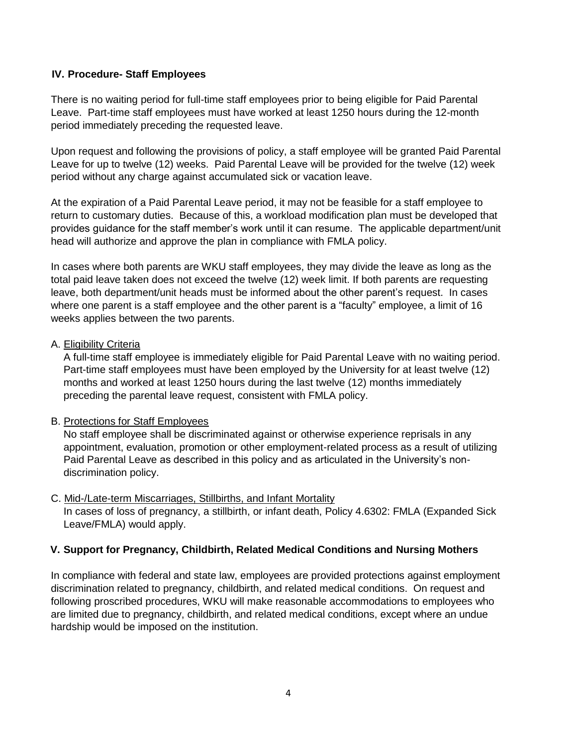## IV. Procedure- Staff Employees

There is no waiting period for full-time staff employees prior to being eligible for Paid Parental Leave. Part-time staff employees must have worked at least 1250 hours during the 12-month period immediately preceding the requested leave.

Upon request and following the provisions of policy, a staff employee will be granted Paid Parental Leave for up to twelve (12) weeks. Paid Parental Leave will be provided for the twelve (12) week period without any charge against accumulated sick or vacation leave.

At the expiration of a Paid Parental Leave period, it may not be feasible for a staff employee to return to customary duties. Because of this, a workload modification plan must be developed that provides guidance for the staff member's work until it can resume. The applicable department/unit head will authorize and approve the plan in compliance with FMLA policy.

In cases where both parents are WKU staff employees, they may divide the leave as long as the total paid leave taken does not exceed the twelve (12) week limit. If both parents are requesting leave, both department/unit heads must be informed about the other parent's request. In cases where one parent is a staff employee and the other parent is a "faculty" employee, a limit of 16 weeks applies between the two parents.

A. Eligibility Criteria

A full-time staff employee is immediately eligible for Paid Parental Leave with no waiting period. Part-time staff employees must have been employed by the University for at least twelve (12) months and worked at least 1250 hours during the last twelve (12) months immediately preceding the parental leave request, consistent with FMLA policy.

B. Protections for Staff Employees

No staff employee shall be discriminated against or otherwise experience reprisals in any appointment, evaluation, promotion or other employment-related process as a result of utilizing Paid Parental Leave as described in this policy and as articulated in the University's non-discrimination policy.

C. Mid-/Late-term Miscarriages, Stillbirths, and Infant Mortality

In cases of loss of pregnancy, a stillbirth, or infant death, Policy 4.6302: FMLA (Expanded Sick Leave/FMLA) would apply.

## V. Support for Pregnancy, Childbirth, Related Medical Conditions and Nursing Mothers

In compliance with federal and state law, employees are provided protections against employment discrimination related to pregnancy, childbirth, and related medical conditions. On request and following proscribed procedures, WKU will make reasonable accommodations to employees who are limited due to pregnancy, childbirth, and related medical conditions, except where an undue hardship would be imposed on the institution.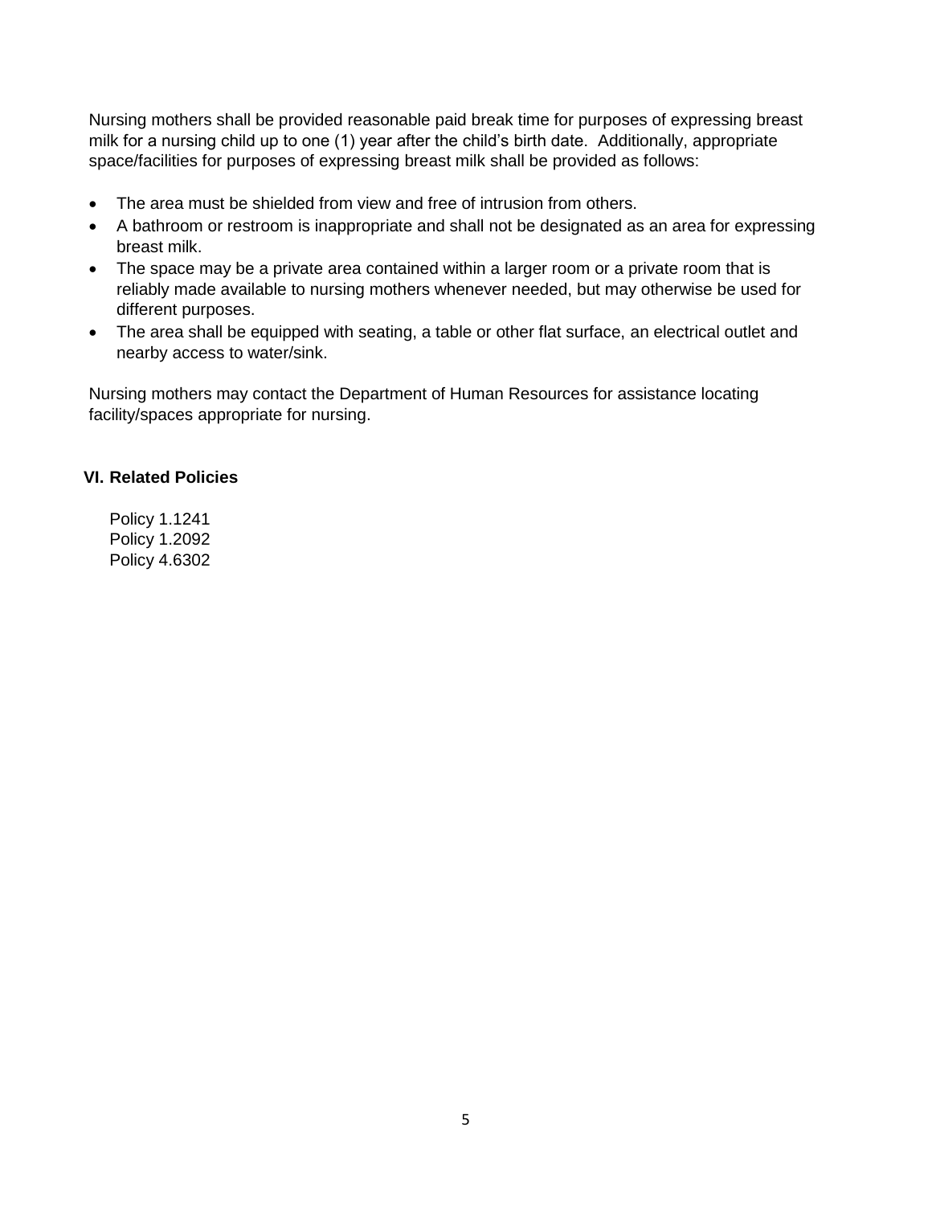Nursing mothers shall be provided reasonable paid break time for purposes of expressing breast milk for a nursing child up to one (1) year after the child's birth date. Additionally, appropriate space/facilities for purposes of expressing breast milk shall be provided as follows:

- The area must be shielded from view and free of intrusion from others.
- A bathroom or restroom is inappropriate and shall not be designated as an area for expressing breast milk.
- The space may be a private area contained within a larger room or a private room that is reliably made available to nursing mothers whenever needed, but may otherwise be used for different purposes.
- The area shall be equipped with seating, a table or other flat surface, an electrical outlet and nearby access to water/sink.

Nursing mothers may contact the Department of Human Resources for assistance locating facility/spaces appropriate for nursing.

## VI. Related Policies

Policy 1.1241
Policy 1.2092
Policy 4.6302